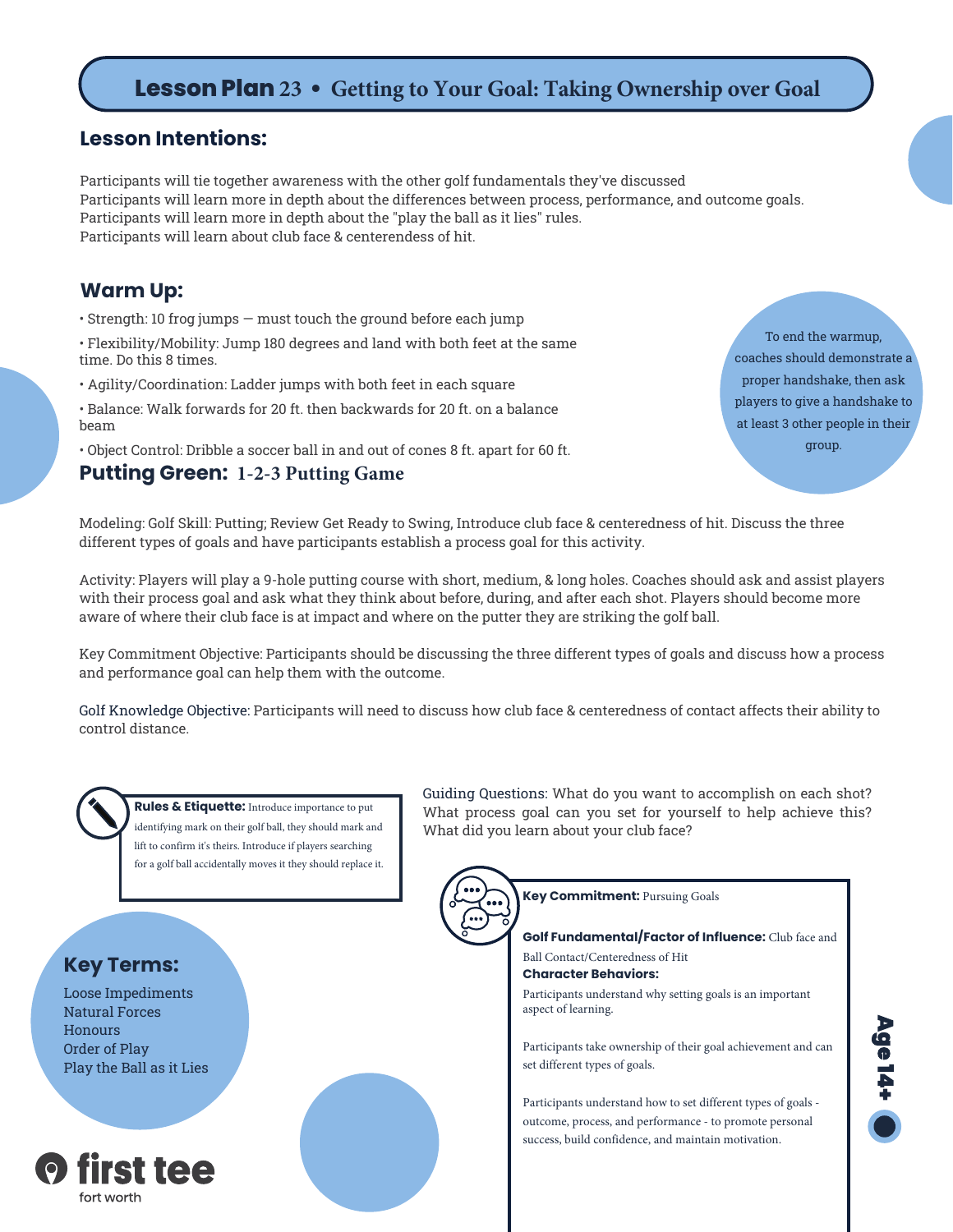# Lesson Plan 23 • Getting to Your Goal: Taking Ownership over Goal

## Lesson Intentions:

Participants will tie together awareness with the other golf fundamentals they've discussed
Participants will learn more in depth about the differences between process, performance, and outcome goals.
Participants will learn more in depth about the "play the ball as it lies" rules.
Participants will learn about club face & centerendess of hit.

## Warm Up:

- Strength: 10 frog jumps — must touch the ground before each jump
- Flexibility/Mobility: Jump 180 degrees and land with both feet at the same time. Do this 8 times.
- Agility/Coordination: Ladder jumps with both feet in each square
- Balance: Walk forwards for 20 ft. then backwards for 20 ft. on a balance beam
- Object Control: Dribble a soccer ball in and out of cones 8 ft. apart for 60 ft.

To end the warmup, coaches should demonstrate a proper handshake, then ask players to give a handshake to at least 3 other people in their group.

## Putting Green: 1-2-3 Putting Game

Modeling: Golf Skill: Putting; Review Get Ready to Swing, Introduce club face & centeredness of hit. Discuss the three different types of goals and have participants establish a process goal for this activity.

Activity: Players will play a 9-hole putting course with short, medium, & long holes. Coaches should ask and assist players with their process goal and ask what they think about before, during, and after each shot. Players should become more aware of where their club face is at impact and where on the putter they are striking the golf ball.

Key Commitment Objective: Participants should be discussing the three different types of goals and discuss how a process and performance goal can help them with the outcome.

Golf Knowledge Objective: Participants will need to discuss how club face & centeredness of contact affects their ability to control distance.

**Rules & Etiquette:** Introduce importance to put identifying mark on their golf ball, they should mark and lift to confirm it's theirs. Introduce if players searching for a golf ball accidentally moves it they should replace it.

Guiding Questions: What do you want to accomplish on each shot? What process goal can you set for yourself to help achieve this? What did you learn about your club face?

### Key Terms:

Loose Impediments
Natural Forces
Honours
Order of Play
Play the Ball as it Lies

**Key Commitment:** Pursuing Goals

**Golf Fundamental/Factor of Influence:** Club face and Ball Contact/Centeredness of Hit

**Character Behaviors:**

Participants understand why setting goals is an important aspect of learning.

Participants take ownership of their goal achievement and can set different types of goals.

Participants understand how to set different types of goals - outcome, process, and performance - to promote personal success, build confidence, and maintain motivation.

Age 14+

first tee
fort worth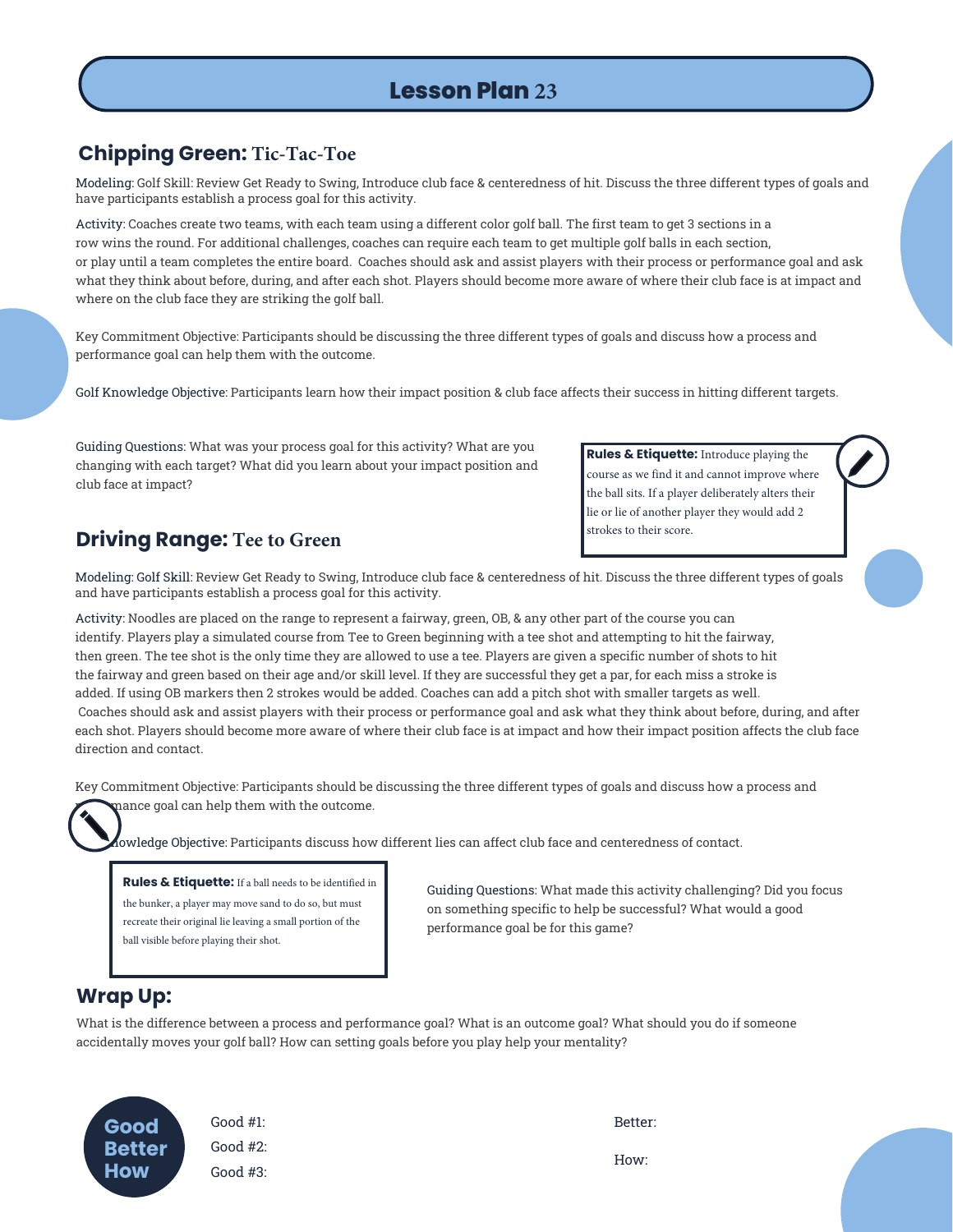# Lesson Plan 23

## Chipping Green: Tic-Tac-Toe

Modeling: Golf Skill: Review Get Ready to Swing, Introduce club face & centeredness of hit. Discuss the three different types of goals and have participants establish a process goal for this activity.

Activity: Coaches create two teams, with each team using a different color golf ball. The first team to get 3 sections in a row wins the round. For additional challenges, coaches can require each team to get multiple golf balls in each section, or play until a team completes the entire board. Coaches should ask and assist players with their process or performance goal and ask what they think about before, during, and after each shot. Players should become more aware of where their club face is at impact and where on the club face they are striking the golf ball.

Key Commitment Objective: Participants should be discussing the three different types of goals and discuss how a process and performance goal can help them with the outcome.

Golf Knowledge Objective: Participants learn how their impact position & club face affects their success in hitting different targets.

Guiding Questions: What was your process goal for this activity? What are you changing with each target? What did you learn about your impact position and club face at impact?

**Rules & Etiquette:** Introduce playing the course as we find it and cannot improve where the ball sits. If a player deliberately alters their lie or lie of another player they would add 2 strokes to their score.

## Driving Range: Tee to Green

Modeling: Golf Skill: Review Get Ready to Swing, Introduce club face & centeredness of hit. Discuss the three different types of goals and have participants establish a process goal for this activity.

Activity: Noodles are placed on the range to represent a fairway, green, OB, & any other part of the course you can identify. Players play a simulated course from Tee to Green beginning with a tee shot and attempting to hit the fairway, then green. The tee shot is the only time they are allowed to use a tee. Players are given a specific number of shots to hit the fairway and green based on their age and/or skill level. If they are successful they get a par, for each miss a stroke is added. If using OB markers then 2 strokes would be added. Coaches can add a pitch shot with smaller targets as well. Coaches should ask and assist players with their process or performance goal and ask what they think about before, during, and after each shot. Players should become more aware of where their club face is at impact and how their impact position affects the club face direction and contact.

Key Commitment Objective: Participants should be discussing the three different types of goals and discuss how a process and performance goal can help them with the outcome.

Golf Knowledge Objective: Participants discuss how different lies can affect club face and centeredness of contact.

**Rules & Etiquette:** If a ball needs to be identified in the bunker, a player may move sand to do so, but must recreate their original lie leaving a small portion of the ball visible before playing their shot.

Guiding Questions: What made this activity challenging? Did you focus on something specific to help be successful? What would a good performance goal be for this game?

## Wrap Up:

What is the difference between a process and performance goal? What is an outcome goal? What should you do if someone accidentally moves your golf ball? How can setting goals before you play help your mentality?

**Good Better How**

Good #1:

Good #2:

Good #3:

Better:

How: